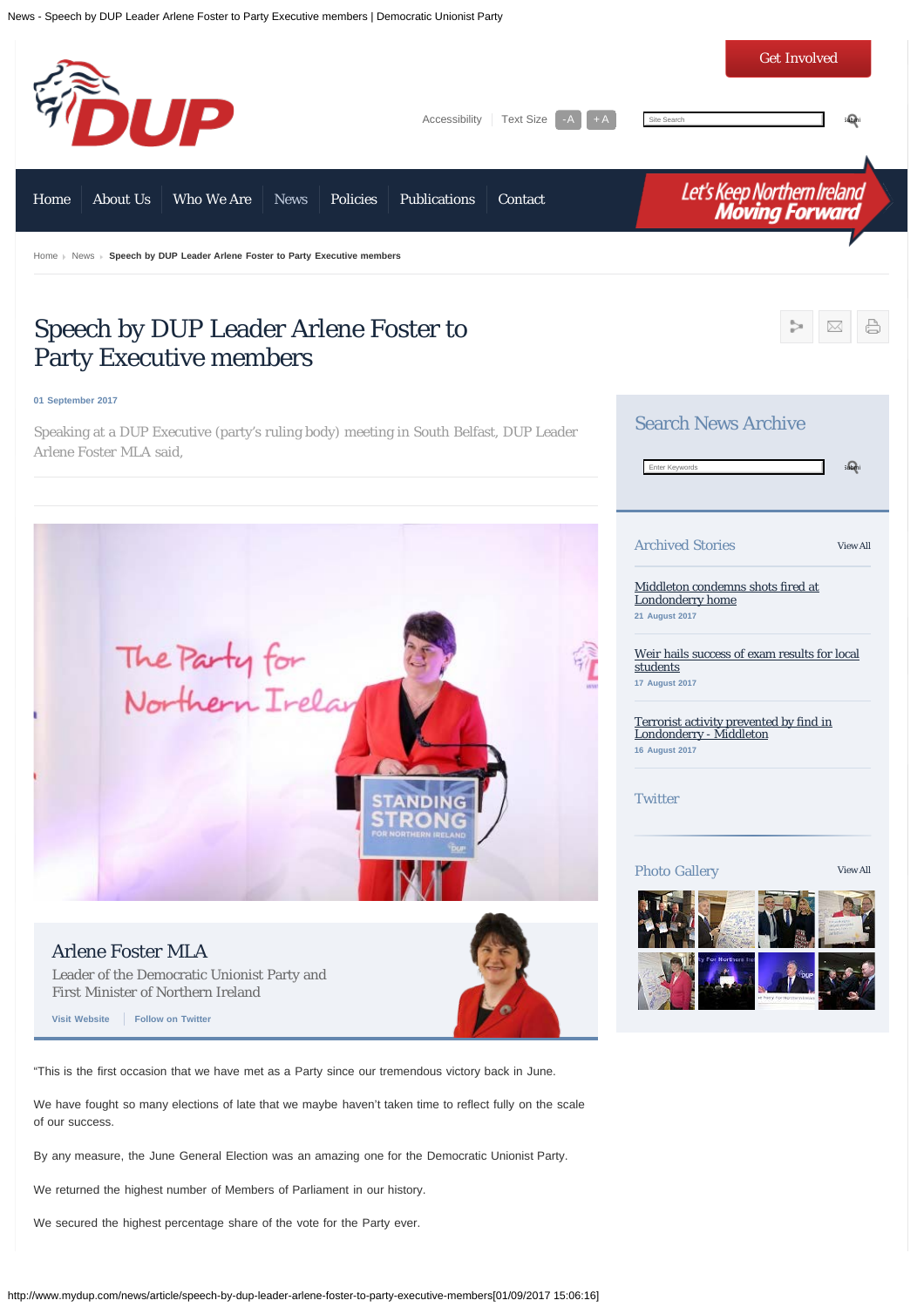# Speech by DUP Leader Arlene Foster to Party Executive members

01 September 2017

Speaking at a DUP Executive (party's ruling body) meeting in South Belfast, DUP Leader Arlene Foster MLA said,

## Arlene Foster MLA

Leader of the Democratic Unionist Party and First Minister of Northern Ireland

Visit Website | Follow on Twitter

"This is the first occasion that we have met as a Party since our tremendous victory back in June.

We have fought so many elections of late that we maybe haven't taken time to reflect fully on the scale of our success.

By any measure, the June General Election was an amazing one for the Democratic Unionist Party.

We returned the highest number of Members of Parliament in our history.

We secured the highest percentage share of the vote for the Party ever.

## Search News Archive

## Archived Stories

View All

Middleton condemns shots fired at Londonderry home
21 August 2017

Weir hails success of exam results for local students
17 August 2017

Terrorist activity prevented by find in Londonderry - Middleton
16 August 2017

## Twitter

## Photo Gallery

View All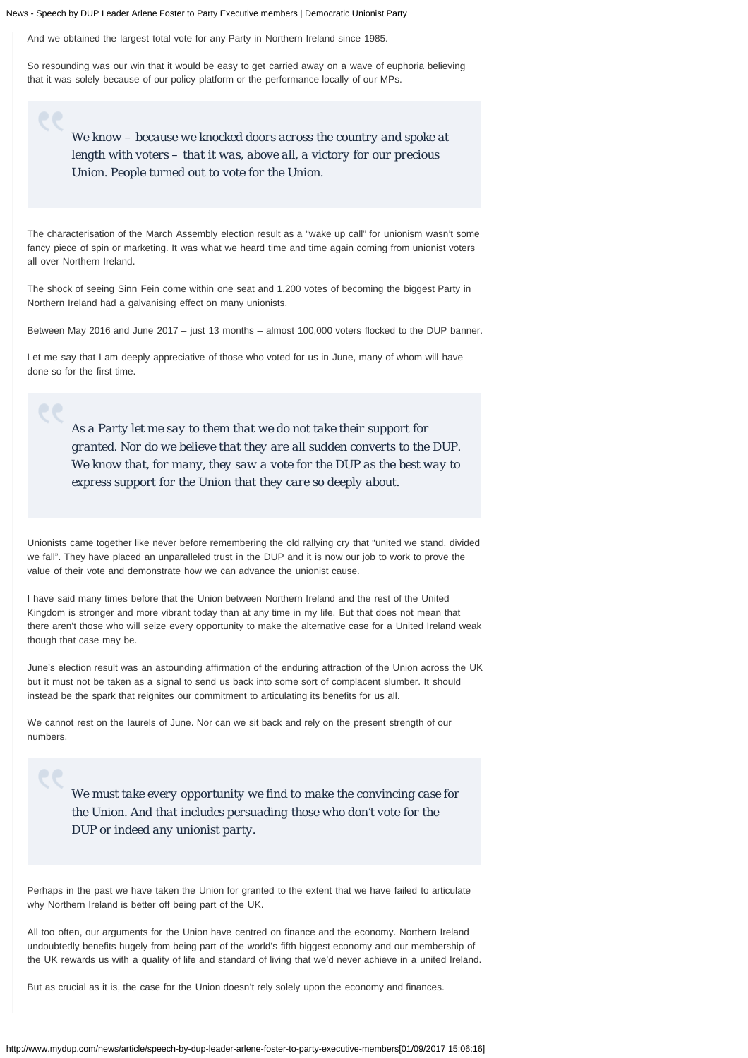And we obtained the largest total vote for any Party in Northern Ireland since 1985.

So resounding was our win that it would be easy to get carried away on a wave of euphoria believing that it was solely because of our policy platform or the performance locally of our MPs.

> *We know – because we knocked doors across the country and spoke at length with voters – that it was, above all, a victory for our precious Union. People turned out to vote for the Union.*

The characterisation of the March Assembly election result as a "wake up call" for unionism wasn't some fancy piece of spin or marketing. It was what we heard time and time again coming from unionist voters all over Northern Ireland.

The shock of seeing Sinn Fein come within one seat and 1,200 votes of becoming the biggest Party in Northern Ireland had a galvanising effect on many unionists.

Between May 2016 and June 2017 – just 13 months – almost 100,000 voters flocked to the DUP banner.

Let me say that I am deeply appreciative of those who voted for us in June, many of whom will have done so for the first time.

> *As a Party let me say to them that we do not take their support for granted. Nor do we believe that they are all sudden converts to the DUP. We know that, for many, they saw a vote for the DUP as the best way to express support for the Union that they care so deeply about.*

Unionists came together like never before remembering the old rallying cry that "united we stand, divided we fall". They have placed an unparalleled trust in the DUP and it is now our job to work to prove the value of their vote and demonstrate how we can advance the unionist cause.

I have said many times before that the Union between Northern Ireland and the rest of the United Kingdom is stronger and more vibrant today than at any time in my life. But that does not mean that there aren't those who will seize every opportunity to make the alternative case for a United Ireland weak though that case may be.

June's election result was an astounding affirmation of the enduring attraction of the Union across the UK but it must not be taken as a signal to send us back into some sort of complacent slumber. It should instead be the spark that reignites our commitment to articulating its benefits for us all.

We cannot rest on the laurels of June. Nor can we sit back and rely on the present strength of our numbers.

> *We must take every opportunity we find to make the convincing case for the Union. And that includes persuading those who don't vote for the DUP or indeed any unionist party.*

Perhaps in the past we have taken the Union for granted to the extent that we have failed to articulate why Northern Ireland is better off being part of the UK.

All too often, our arguments for the Union have centred on finance and the economy. Northern Ireland undoubtedly benefits hugely from being part of the world's fifth biggest economy and our membership of the UK rewards us with a quality of life and standard of living that we'd never achieve in a united Ireland.

But as crucial as it is, the case for the Union doesn't rely solely upon the economy and finances.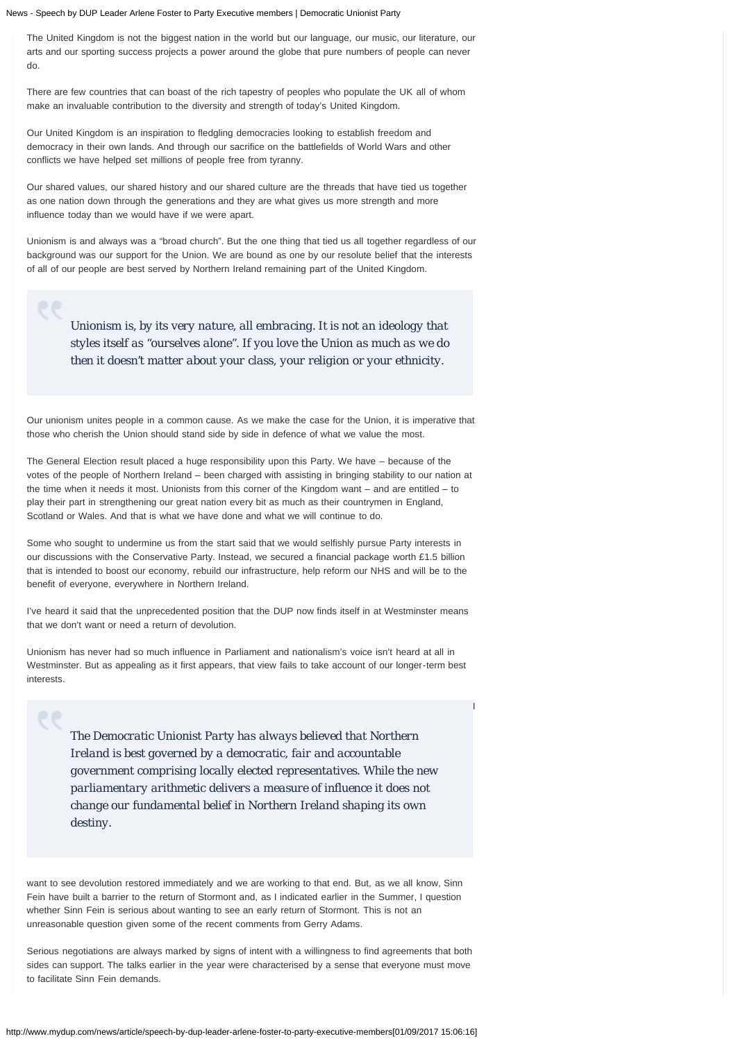The United Kingdom is not the biggest nation in the world but our language, our music, our literature, our arts and our sporting success projects a power around the globe that pure numbers of people can never do.

There are few countries that can boast of the rich tapestry of peoples who populate the UK all of whom make an invaluable contribution to the diversity and strength of today's United Kingdom.

Our United Kingdom is an inspiration to fledgling democracies looking to establish freedom and democracy in their own lands. And through our sacrifice on the battlefields of World Wars and other conflicts we have helped set millions of people free from tyranny.

Our shared values, our shared history and our shared culture are the threads that have tied us together as one nation down through the generations and they are what gives us more strength and more influence today than we would have if we were apart.

Unionism is and always was a "broad church". But the one thing that tied us all together regardless of our background was our support for the Union. We are bound as one by our resolute belief that the interests of all of our people are best served by Northern Ireland remaining part of the United Kingdom.

> *Unionism is, by its very nature, all embracing. It is not an ideology that styles itself as "ourselves alone". If you love the Union as much as we do then it doesn't matter about your class, your religion or your ethnicity.*

Our unionism unites people in a common cause. As we make the case for the Union, it is imperative that those who cherish the Union should stand side by side in defence of what we value the most.

The General Election result placed a huge responsibility upon this Party. We have – because of the votes of the people of Northern Ireland – been charged with assisting in bringing stability to our nation at the time when it needs it most. Unionists from this corner of the Kingdom want – and are entitled – to play their part in strengthening our great nation every bit as much as their countrymen in England, Scotland or Wales. And that is what we have done and what we will continue to do.

Some who sought to undermine us from the start said that we would selfishly pursue Party interests in our discussions with the Conservative Party. Instead, we secured a financial package worth £1.5 billion that is intended to boost our economy, rebuild our infrastructure, help reform our NHS and will be to the benefit of everyone, everywhere in Northern Ireland.

I've heard it said that the unprecedented position that the DUP now finds itself in at Westminster means that we don't want or need a return of devolution.

Unionism has never had so much influence in Parliament and nationalism's voice isn't heard at all in Westminster. But as appealing as it first appears, that view fails to take account of our longer-term best interests.

> *The Democratic Unionist Party has always believed that Northern Ireland is best governed by a democratic, fair and accountable government comprising locally elected representatives. While the new parliamentary arithmetic delivers a measure of influence it does not change our fundamental belief in Northern Ireland shaping its own destiny.*

I want to see devolution restored immediately and we are working to that end. But, as we all know, Sinn Fein have built a barrier to the return of Stormont and, as I indicated earlier in the Summer, I question whether Sinn Fein is serious about wanting to see an early return of Stormont. This is not an unreasonable question given some of the recent comments from Gerry Adams.

Serious negotiations are always marked by signs of intent with a willingness to find agreements that both sides can support. The talks earlier in the year were characterised by a sense that everyone must move to facilitate Sinn Fein demands.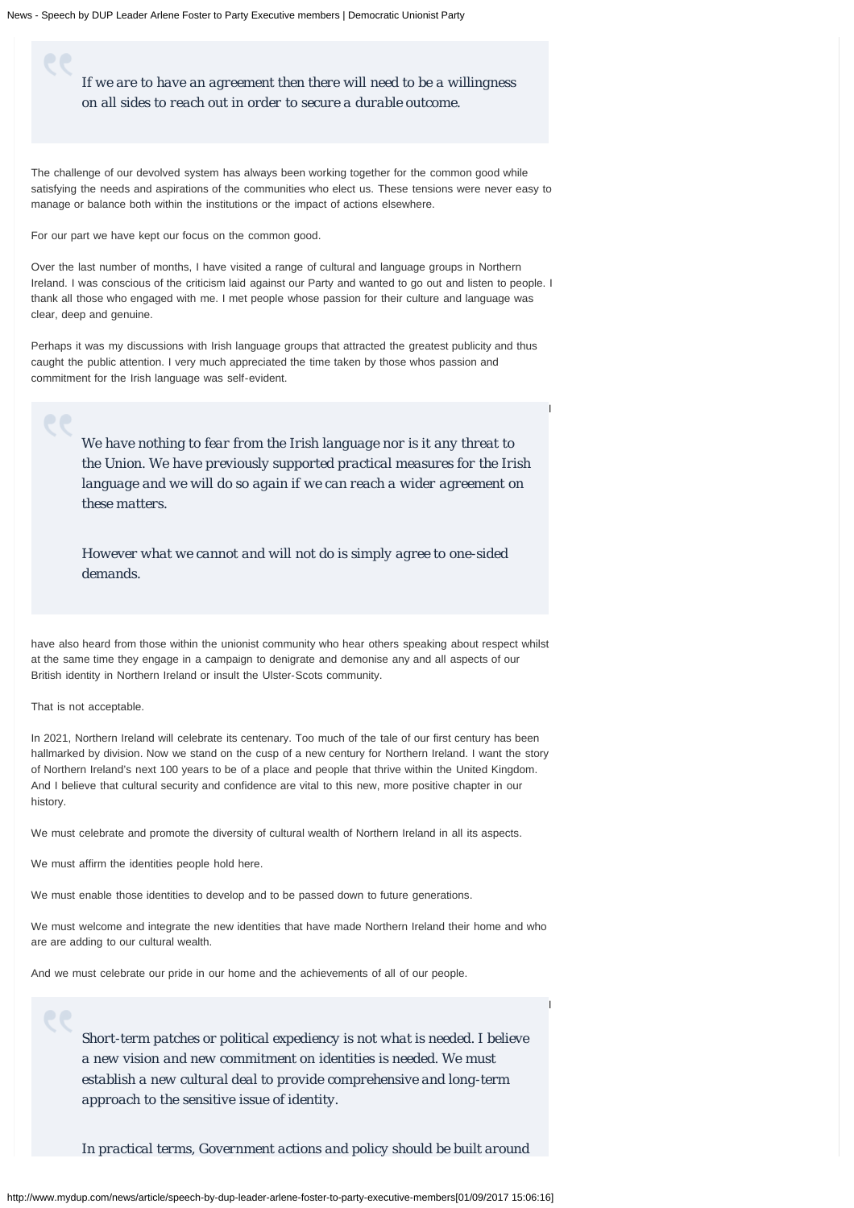> *If we are to have an agreement then there will need to be a willingness on all sides to reach out in order to secure a durable outcome.*

The challenge of our devolved system has always been working together for the common good while satisfying the needs and aspirations of the communities who elect us. These tensions were never easy to manage or balance both within the institutions or the impact of actions elsewhere.

For our part we have kept our focus on the common good.

Over the last number of months, I have visited a range of cultural and language groups in Northern Ireland. I was conscious of the criticism laid against our Party and wanted to go out and listen to people. I thank all those who engaged with me. I met people whose passion for their culture and language was clear, deep and genuine.

Perhaps it was my discussions with Irish language groups that attracted the greatest publicity and thus caught the public attention. I very much appreciated the time taken by those whos passion and commitment for the Irish language was self-evident.

> *We have nothing to fear from the Irish language nor is it any threat to the Union. We have previously supported practical measures for the Irish language and we will do so again if we can reach a wider agreement on these matters.*
>
> *However what we cannot and will not do is simply agree to one-sided demands.*

I have also heard from those within the unionist community who hear others speaking about respect whilst at the same time they engage in a campaign to denigrate and demonise any and all aspects of our British identity in Northern Ireland or insult the Ulster-Scots community.

That is not acceptable.

In 2021, Northern Ireland will celebrate its centenary. Too much of the tale of our first century has been hallmarked by division. Now we stand on the cusp of a new century for Northern Ireland. I want the story of Northern Ireland's next 100 years to be of a place and people that thrive within the United Kingdom. And I believe that cultural security and confidence are vital to this new, more positive chapter in our history.

We must celebrate and promote the diversity of cultural wealth of Northern Ireland in all its aspects.

We must affirm the identities people hold here.

We must enable those identities to develop and to be passed down to future generations.

We must welcome and integrate the new identities that have made Northern Ireland their home and who are are adding to our cultural wealth.

And we must celebrate our pride in our home and the achievements of all of our people.

> *Short-term patches or political expediency is not what is needed. I believe a new vision and new commitment on identities is needed. We must establish a new cultural deal to provide comprehensive and long-term approach to the sensitive issue of identity.*
>
> *In practical terms, Government actions and policy should be built around*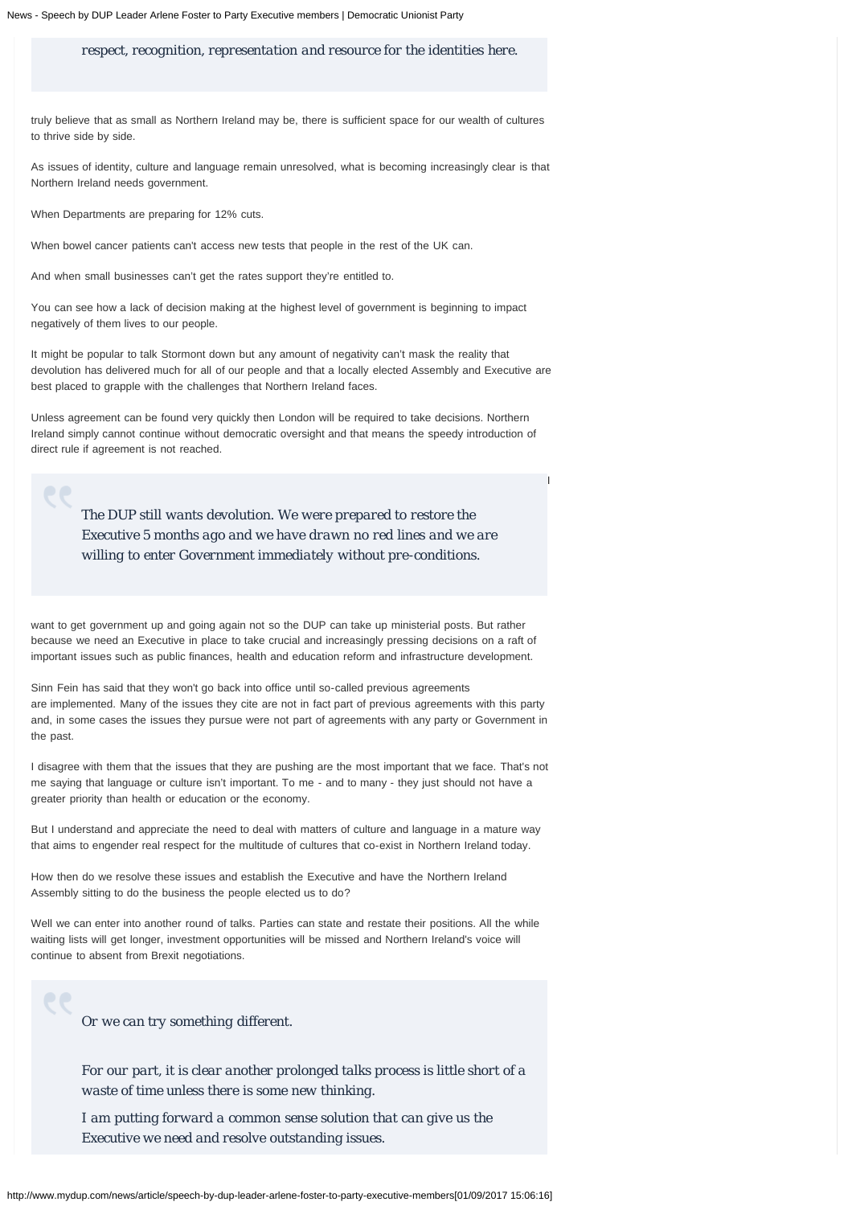> *respect, recognition, representation and resource for the identities here.*

truly believe that as small as Northern Ireland may be, there is sufficient space for our wealth of cultures to thrive side by side.

As issues of identity, culture and language remain unresolved, what is becoming increasingly clear is that Northern Ireland needs government.

When Departments are preparing for 12% cuts.

When bowel cancer patients can't access new tests that people in the rest of the UK can.

And when small businesses can't get the rates support they're entitled to.

You can see how a lack of decision making at the highest level of government is beginning to impact negatively of them lives to our people.

It might be popular to talk Stormont down but any amount of negativity can't mask the reality that devolution has delivered much for all of our people and that a locally elected Assembly and Executive are best placed to grapple with the challenges that Northern Ireland faces.

Unless agreement can be found very quickly then London will be required to take decisions. Northern Ireland simply cannot continue without democratic oversight and that means the speedy introduction of direct rule if agreement is not reached.

> *The DUP still wants devolution. We were prepared to restore the Executive 5 months ago and we have drawn no red lines and we are willing to enter Government immediately without pre-conditions.*

I want to get government up and going again not so the DUP can take up ministerial posts. But rather because we need an Executive in place to take crucial and increasingly pressing decisions on a raft of important issues such as public finances, health and education reform and infrastructure development.

Sinn Fein has said that they won't go back into office until so-called previous agreements are implemented. Many of the issues they cite are not in fact part of previous agreements with this party and, in some cases the issues they pursue were not part of agreements with any party or Government in the past.

I disagree with them that the issues that they are pushing are the most important that we face. That's not me saying that language or culture isn't important. To me - and to many - they just should not have a greater priority than health or education or the economy.

But I understand and appreciate the need to deal with matters of culture and language in a mature way that aims to engender real respect for the multitude of cultures that co-exist in Northern Ireland today.

How then do we resolve these issues and establish the Executive and have the Northern Ireland Assembly sitting to do the business the people elected us to do?

Well we can enter into another round of talks. Parties can state and restate their positions. All the while waiting lists will get longer, investment opportunities will be missed and Northern Ireland's voice will continue to absent from Brexit negotiations.

> *Or we can try something different.*
>
> *For our part, it is clear another prolonged talks process is little short of a waste of time unless there is some new thinking.*
>
> *I am putting forward a common sense solution that can give us the Executive we need and resolve outstanding issues.*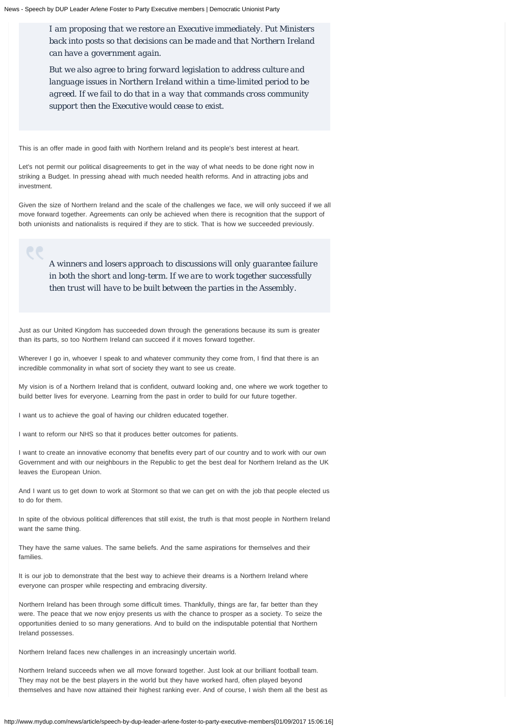> I am proposing that we restore an Executive immediately. Put Ministers back into posts so that decisions can be made and that Northern Ireland can have a government again.
>
> But we also agree to bring forward legislation to address culture and language issues in Northern Ireland within a time-limited period to be agreed. If we fail to do that in a way that commands cross community support then the Executive would cease to exist.

This is an offer made in good faith with Northern Ireland and its people's best interest at heart.

Let's not permit our political disagreements to get in the way of what needs to be done right now in striking a Budget. In pressing ahead with much needed health reforms. And in attracting jobs and investment.

Given the size of Northern Ireland and the scale of the challenges we face, we will only succeed if we all move forward together. Agreements can only be achieved when there is recognition that the support of both unionists and nationalists is required if they are to stick. That is how we succeeded previously.

> A winners and losers approach to discussions will only guarantee failure in both the short and long-term. If we are to work together successfully then trust will have to be built between the parties in the Assembly.

Just as our United Kingdom has succeeded down through the generations because its sum is greater than its parts, so too Northern Ireland can succeed if it moves forward together.

Wherever I go in, whoever I speak to and whatever community they come from, I find that there is an incredible commonality in what sort of society they want to see us create.

My vision is of a Northern Ireland that is confident, outward looking and, one where we work together to build better lives for everyone. Learning from the past in order to build for our future together.

I want us to achieve the goal of having our children educated together.

I want to reform our NHS so that it produces better outcomes for patients.

I want to create an innovative economy that benefits every part of our country and to work with our own Government and with our neighbours in the Republic to get the best deal for Northern Ireland as the UK leaves the European Union.

And I want us to get down to work at Stormont so that we can get on with the job that people elected us to do for them.

In spite of the obvious political differences that still exist, the truth is that most people in Northern Ireland want the same thing.

They have the same values. The same beliefs. And the same aspirations for themselves and their families.

It is our job to demonstrate that the best way to achieve their dreams is a Northern Ireland where everyone can prosper while respecting and embracing diversity.

Northern Ireland has been through some difficult times. Thankfully, things are far, far better than they were. The peace that we now enjoy presents us with the chance to prosper as a society. To seize the opportunities denied to so many generations. And to build on the indisputable potential that Northern Ireland possesses.

Northern Ireland faces new challenges in an increasingly uncertain world.

Northern Ireland succeeds when we all move forward together. Just look at our brilliant football team. They may not be the best players in the world but they have worked hard, often played beyond themselves and have now attained their highest ranking ever. And of course, I wish them all the best as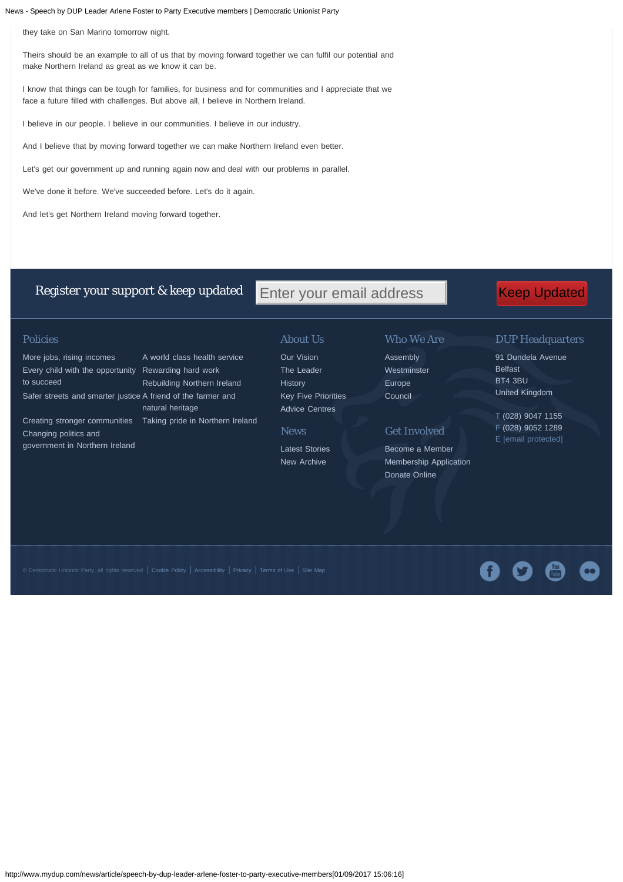they take on San Marino tomorrow night.

Theirs should be an example to all of us that by moving forward together we can fulfil our potential and make Northern Ireland as great as we know it can be.

I know that things can be tough for families, for business and for communities and I appreciate that we face a future filled with challenges. But above all, I believe in Northern Ireland.

I believe in our people. I believe in our communities. I believe in our industry.

And I believe that by moving forward together we can make Northern Ireland even better.

Let's get our government up and running again now and deal with our problems in parallel.

We've done it before. We've succeeded before. Let's do it again.

And let's get Northern Ireland moving forward together.

Register your support & keep updated

Enter your email address

Keep Updated

## Policies

- More jobs, rising incomes
- Every child with the opportunity to succeed
- Safer streets and smarter justice
- Creating stronger communities
- Changing politics and government in Northern Ireland
- A world class health service
- Rewarding hard work
- Rebuilding Northern Ireland
- A friend of the farmer and natural heritage
- Taking pride in Northern Ireland

## About Us

- Our Vision
- The Leader
- History
- Key Five Priorities
- Advice Centres

## News

- Latest Stories
- New Archive

## Who We Are

- Assembly
- Westminster
- Europe
- Council

## Get Involved

- Become a Member
- Membership Application
- Donate Online

## DUP Headquarters

91 Dundela Avenue
Belfast
BT4 3BU
United Kingdom

T (028) 9047 1155
F (028) 9052 1289
E [email protected]

© Democratic Unionist Party, all rights reserved | Cookie Policy | Accessibility | Privacy | Terms of Use | Site Map